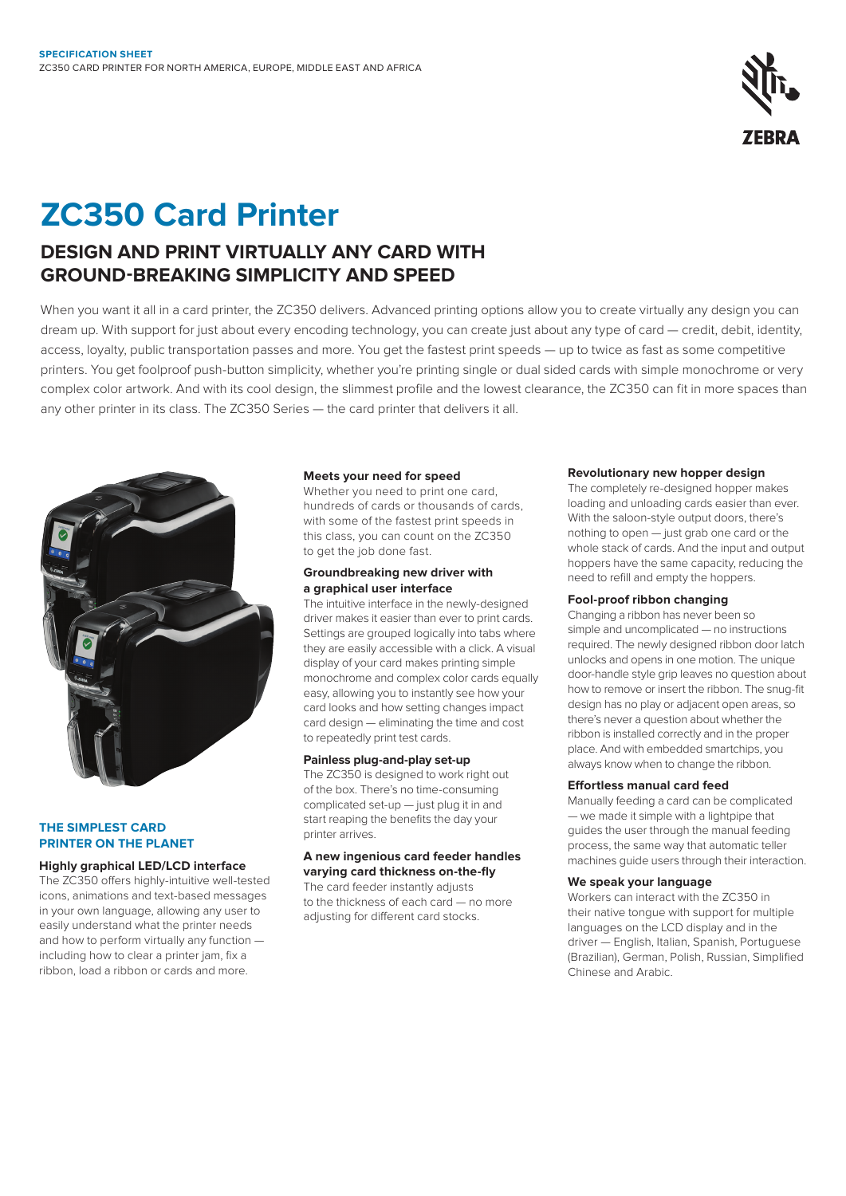SPECIFICATION SHEET

ZC350 CARD PRINTER FOR NORTH AMERICA, EUROPE, MIDDLE EAST AND AFRICA

# ZC350 Card Printer

## DESIGN AND PRINT VIRTUALLY ANY CARD WITH GROUND-BREAKING SIMPLICITY AND SPEED

When you want it all in a card printer, the ZC350 delivers. Advanced printing options allow you to create virtually any design you can dream up. With support for just about every encoding technology, you can create just about any type of card — credit, debit, identity, access, loyalty, public transportation passes and more. You get the fastest print speeds — up to twice as fast as some competitive printers. You get foolproof push-button simplicity, whether you're printing single or dual sided cards with simple monochrome or very complex color artwork. And with its cool design, the slimmest profile and the lowest clearance, the ZC350 can fit in more spaces than any other printer in its class. The ZC350 Series — the card printer that delivers it all.

## THE SIMPLEST CARD PRINTER ON THE PLANET

### Highly graphical LED/LCD interface

The ZC350 offers highly-intuitive well-tested icons, animations and text-based messages in your own language, allowing any user to easily understand what the printer needs and how to perform virtually any function — including how to clear a printer jam, fix a ribbon, load a ribbon or cards and more.

### Meets your need for speed

Whether you need to print one card, hundreds of cards or thousands of cards, with some of the fastest print speeds in this class, you can count on the ZC350 to get the job done fast.

### Groundbreaking new driver with a graphical user interface

The intuitive interface in the newly-designed driver makes it easier than ever to print cards. Settings are grouped logically into tabs where they are easily accessible with a click. A visual display of your card makes printing simple monochrome and complex color cards equally easy, allowing you to instantly see how your card looks and how setting changes impact card design — eliminating the time and cost to repeatedly print test cards.

### Painless plug-and-play set-up

The ZC350 is designed to work right out of the box. There's no time-consuming complicated set-up — just plug it in and start reaping the benefits the day your printer arrives.

### A new ingenious card feeder handles varying card thickness on-the-fly

The card feeder instantly adjusts to the thickness of each card — no more adjusting for different card stocks.

### Revolutionary new hopper design

The completely re-designed hopper makes loading and unloading cards easier than ever. With the saloon-style output doors, there's nothing to open — just grab one card or the whole stack of cards. And the input and output hoppers have the same capacity, reducing the need to refill and empty the hoppers.

### Fool-proof ribbon changing

Changing a ribbon has never been so simple and uncomplicated — no instructions required. The newly designed ribbon door latch unlocks and opens in one motion. The unique door-handle style grip leaves no question about how to remove or insert the ribbon. The snug-fit design has no play or adjacent open areas, so there's never a question about whether the ribbon is installed correctly and in the proper place. And with embedded smartchips, you always know when to change the ribbon.

### Effortless manual card feed

Manually feeding a card can be complicated — we made it simple with a lightpipe that guides the user through the manual feeding process, the same way that automatic teller machines guide users through their interaction.

### We speak your language

Workers can interact with the ZC350 in their native tongue with support for multiple languages on the LCD display and in the driver — English, Italian, Spanish, Portuguese (Brazilian), German, Polish, Russian, Simplified Chinese and Arabic.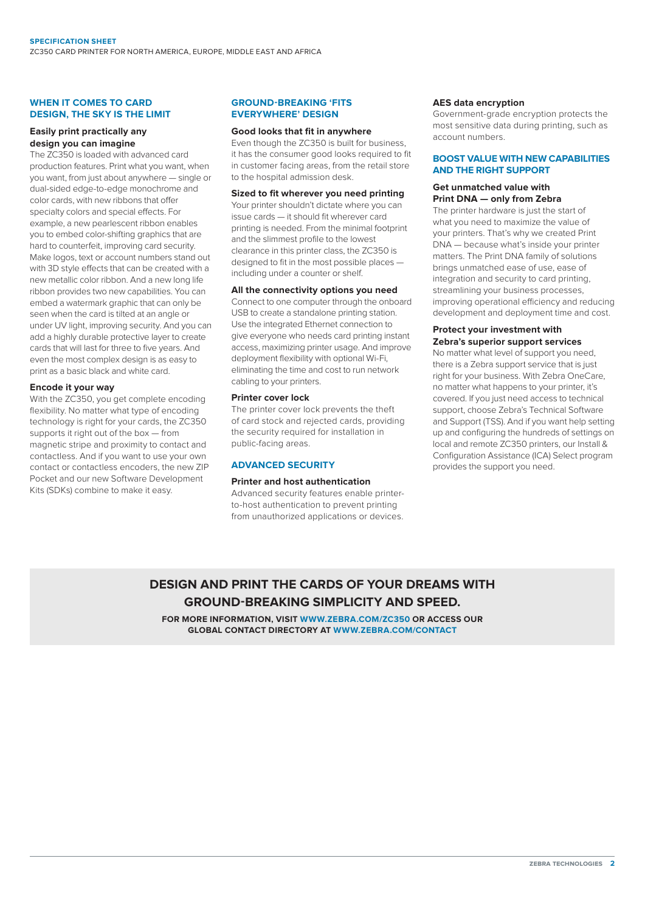## WHEN IT COMES TO CARD DESIGN, THE SKY IS THE LIMIT

### Easily print practically any design you can imagine

The ZC350 is loaded with advanced card production features. Print what you want, when you want, from just about anywhere — single or dual-sided edge-to-edge monochrome and color cards, with new ribbons that offer specialty colors and special effects. For example, a new pearlescent ribbon enables you to embed color-shifting graphics that are hard to counterfeit, improving card security. Make logos, text or account numbers stand out with 3D style effects that can be created with a new metallic color ribbon. And a new long life ribbon provides two new capabilities. You can embed a watermark graphic that can only be seen when the card is tilted at an angle or under UV light, improving security. And you can add a highly durable protective layer to create cards that will last for three to five years. And even the most complex design is as easy to print as a basic black and white card.

### Encode it your way

With the ZC350, you get complete encoding flexibility. No matter what type of encoding technology is right for your cards, the ZC350 supports it right out of the box — from magnetic stripe and proximity to contact and contactless. And if you want to use your own contact or contactless encoders, the new ZIP Pocket and our new Software Development Kits (SDKs) combine to make it easy.

## GROUND-BREAKING 'FITS EVERYWHERE' DESIGN

### Good looks that fit in anywhere

Even though the ZC350 is built for business, it has the consumer good looks required to fit in customer facing areas, from the retail store to the hospital admission desk.

### Sized to fit wherever you need printing

Your printer shouldn't dictate where you can issue cards — it should fit wherever card printing is needed. From the minimal footprint and the slimmest profile to the lowest clearance in this printer class, the ZC350 is designed to fit in the most possible places — including under a counter or shelf.

### All the connectivity options you need

Connect to one computer through the onboard USB to create a standalone printing station. Use the integrated Ethernet connection to give everyone who needs card printing instant access, maximizing printer usage. And improve deployment flexibility with optional Wi-Fi, eliminating the time and cost to run network cabling to your printers.

### Printer cover lock

The printer cover lock prevents the theft of card stock and rejected cards, providing the security required for installation in public-facing areas.

## ADVANCED SECURITY

### Printer and host authentication

Advanced security features enable printer-to-host authentication to prevent printing from unauthorized applications or devices.

### AES data encryption

Government-grade encryption protects the most sensitive data during printing, such as account numbers.

## BOOST VALUE WITH NEW CAPABILITIES AND THE RIGHT SUPPORT

### Get unmatched value with Print DNA — only from Zebra

The printer hardware is just the start of what you need to maximize the value of your printers. That's why we created Print DNA — because what's inside your printer matters. The Print DNA family of solutions brings unmatched ease of use, ease of integration and security to card printing, streamlining your business processes, improving operational efficiency and reducing development and deployment time and cost.

### Protect your investment with Zebra's superior support services

No matter what level of support you need, there is a Zebra support service that is just right for your business. With Zebra OneCare, no matter what happens to your printer, it's covered. If you just need access to technical support, choose Zebra's Technical Software and Support (TSS). And if you want help setting up and configuring the hundreds of settings on local and remote ZC350 printers, our Install & Configuration Assistance (ICA) Select program provides the support you need.

## DESIGN AND PRINT THE CARDS OF YOUR DREAMS WITH GROUND-BREAKING SIMPLICITY AND SPEED.

**FOR MORE INFORMATION, VISIT WWW.ZEBRA.COM/ZC350 OR ACCESS OUR GLOBAL CONTACT DIRECTORY AT WWW.ZEBRA.COM/CONTACT**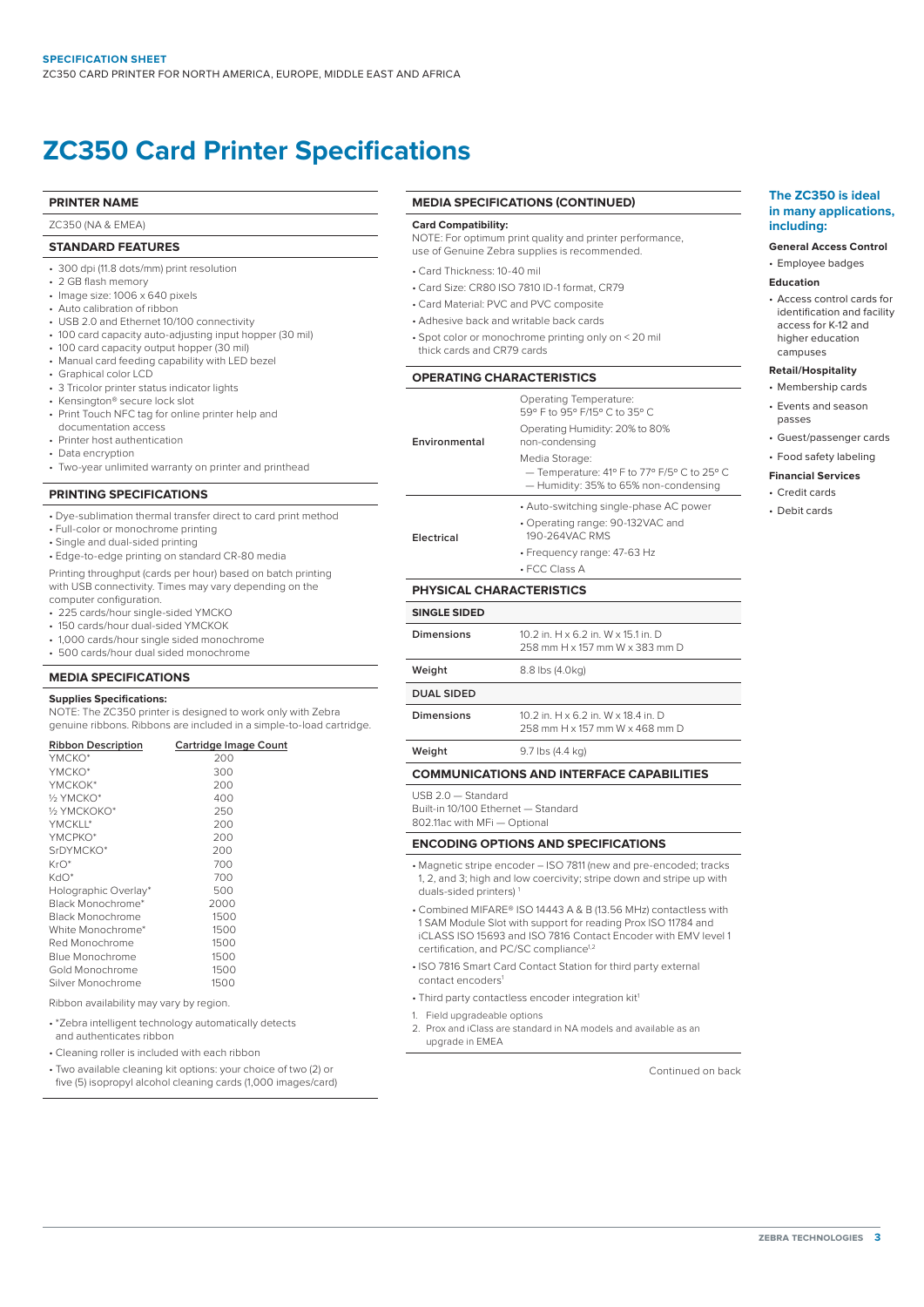SPECIFICATION SHEET
ZC350 CARD PRINTER FOR NORTH AMERICA, EUROPE, MIDDLE EAST AND AFRICA

# ZC350 Card Printer Specifications

## PRINTER NAME

ZC350 (NA & EMEA)

## STANDARD FEATURES

- 300 dpi (11.8 dots/mm) print resolution
- 2 GB flash memory
- Image size: 1006 x 640 pixels
- Auto calibration of ribbon
- USB 2.0 and Ethernet 10/100 connectivity
- 100 card capacity auto-adjusting input hopper (30 mil)
- 100 card capacity output hopper (30 mil)
- Manual card feeding capability with LED bezel
- Graphical color LCD
- 3 Tricolor printer status indicator lights
- Kensington® secure lock slot
- Print Touch NFC tag for online printer help and documentation access
- Printer host authentication
- Data encryption
- Two-year unlimited warranty on printer and printhead

## PRINTING SPECIFICATIONS

- Dye-sublimation thermal transfer direct to card print method
- Full-color or monochrome printing
- Single and dual-sided printing
- Edge-to-edge printing on standard CR-80 media

Printing throughput (cards per hour) based on batch printing with USB connectivity. Times may vary depending on the computer configuration.

- 225 cards/hour single-sided YMCKO
- 150 cards/hour dual-sided YMCKOK
- 1,000 cards/hour single sided monochrome
- 500 cards/hour dual sided monochrome

## MEDIA SPECIFICATIONS

**Supplies Specifications:**
NOTE: The ZC350 printer is designed to work only with Zebra genuine ribbons. Ribbons are included in a simple-to-load cartridge.

| Ribbon Description | Cartridge Image Count |
|---|---|
| YMCKO* | 200 |
| YMCKO* | 300 |
| YMCKOK* | 200 |
| ½ YMCKO* | 400 |
| ½ YMCKOKO* | 250 |
| YMCKLL* | 200 |
| YMCPKO* | 200 |
| SrDYMCKO* | 200 |
| KrO* | 700 |
| KdO* | 700 |
| Holographic Overlay* | 500 |
| Black Monochrome* | 2000 |
| Black Monochrome | 1500 |
| White Monochrome* | 1500 |
| Red Monochrome | 1500 |
| Blue Monochrome | 1500 |
| Gold Monochrome | 1500 |
| Silver Monochrome | 1500 |

Ribbon availability may vary by region.

- *Zebra intelligent technology automatically detects and authenticates ribbon
- Cleaning roller is included with each ribbon
- Two available cleaning kit options: your choice of two (2) or five (5) isopropyl alcohol cleaning cards (1,000 images/card)

## MEDIA SPECIFICATIONS (CONTINUED)

**Card Compatibility:**
NOTE: For optimum print quality and printer performance, use of Genuine Zebra supplies is recommended.

- Card Thickness: 10-40 mil
- Card Size: CR80 ISO 7810 ID-1 format, CR79
- Card Material: PVC and PVC composite
- Adhesive back and writable back cards
- Spot color or monochrome printing only on < 20 mil thick cards and CR79 cards

## OPERATING CHARACTERISTICS

| | |
|---|---|
| Environmental | Operating Temperature: 59° F to 95° F/15° C to 35° C<br>Operating Humidity: 20% to 80% non-condensing<br>Media Storage:<br>— Temperature: 41° F to 77° F/5° C to 25° C<br>— Humidity: 35% to 65% non-condensing |
| Electrical | • Auto-switching single-phase AC power<br>• Operating range: 90-132VAC and 190-264VAC RMS<br>• Frequency range: 47-63 Hz<br>• FCC Class A |

## PHYSICAL CHARACTERISTICS

| SINGLE SIDED | |
|---|---|
| Dimensions | 10.2 in. H x 6.2 in. W x 15.1 in. D<br>258 mm H x 157 mm W x 383 mm D |
| Weight | 8.8 lbs (4.0kg) |
| **DUAL SIDED** | |
| Dimensions | 10.2 in. H x 6.2 in. W x 18.4 in. D<br>258 mm H x 157 mm W x 468 mm D |
| Weight | 9.7 lbs (4.4 kg) |

## COMMUNICATIONS AND INTERFACE CAPABILITIES

USB 2.0 — Standard
Built-in 10/100 Ethernet — Standard
802.11ac with MFi — Optional

## ENCODING OPTIONS AND SPECIFICATIONS

- Magnetic stripe encoder – ISO 7811 (new and pre-encoded; tracks 1, 2, and 3; high and low coercivity; stripe down and stripe up with duals-sided printers)[1]
- Combined MIFARE® ISO 14443 A & B (13.56 MHz) contactless with 1 SAM Module Slot with support for reading Prox ISO 11784 and iCLASS ISO 15693 and ISO 7816 Contact Encoder with EMV level 1 certification, and PC/SC compliance[1,2]
- ISO 7816 Smart Card Contact Station for third party external contact encoders[1]
- Third party contactless encoder integration kit[1]

1. Field upgradeable options
2. Prox and iClass are standard in NA models and available as an upgrade in EMEA

Continued on back

### The ZC350 is ideal in many applications, including:

**General Access Control**

- Employee badges

**Education**

- Access control cards for identification and facility access for K-12 and higher education campuses

**Retail/Hospitality**

- Membership cards
- Events and season passes
- Guest/passenger cards
- Food safety labeling

**Financial Services**

- Credit cards
- Debit cards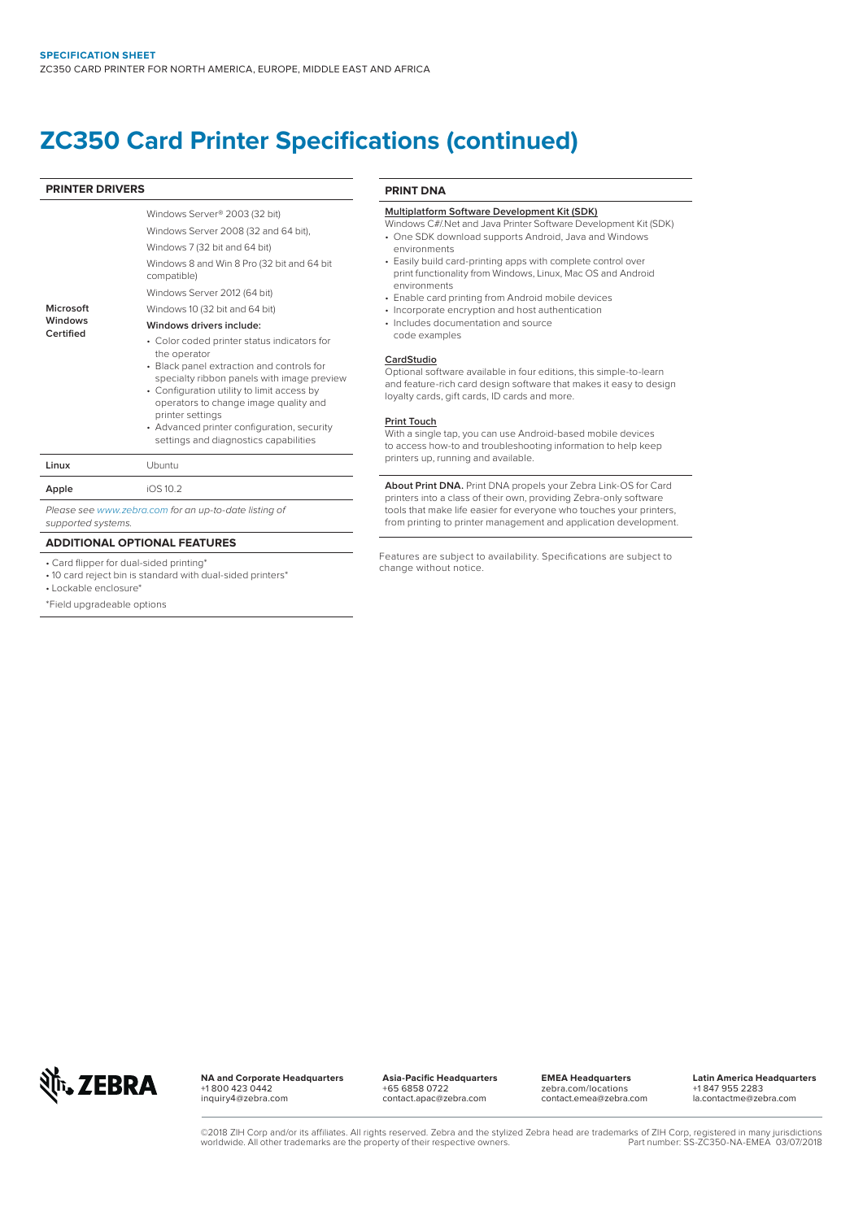# ZC350 Card Printer Specifications (continued)

## PRINTER DRIVERS

| | |
|---|---|
| Microsoft Windows Certified | Windows Server® 2003 (32 bit)<br>Windows Server 2008 (32 and 64 bit),<br>Windows 7 (32 bit and 64 bit)<br>Windows 8 and Win 8 Pro (32 bit and 64 bit compatible)<br>Windows Server 2012 (64 bit)<br>Windows 10 (32 bit and 64 bit)<br>**Windows drivers include:**<br>• Color coded printer status indicators for the operator<br>• Black panel extraction and controls for specialty ribbon panels with image preview<br>• Configuration utility to limit access by operators to change image quality and printer settings<br>• Advanced printer configuration, security settings and diagnostics capabilities |
| Linux | Ubuntu |
| Apple | iOS 10.2 |

*Please see www.zebra.com for an up-to-date listing of supported systems.*

## ADDITIONAL OPTIONAL FEATURES

- Card flipper for dual-sided printing*
- 10 card reject bin is standard with dual-sided printers*
- Lockable enclosure*

*Field upgradeable options

## PRINT DNA

**Multiplatform Software Development Kit (SDK)**

Windows C#/.Net and Java Printer Software Development Kit (SDK)

- One SDK download supports Android, Java and Windows environments
- Easily build card-printing apps with complete control over print functionality from Windows, Linux, Mac OS and Android environments
- Enable card printing from Android mobile devices
- Incorporate encryption and host authentication
- Includes documentation and source code examples

**CardStudio**

Optional software available in four editions, this simple-to-learn and feature-rich card design software that makes it easy to design loyalty cards, gift cards, ID cards and more.

**Print Touch**

With a single tap, you can use Android-based mobile devices to access how-to and troubleshooting information to help keep printers up, running and available.

**About Print DNA.** Print DNA propels your Zebra Link-OS for Card printers into a class of their own, providing Zebra-only software tools that make life easier for everyone who touches your printers, from printing to printer management and application development.

Features are subject to availability. Specifications are subject to change without notice.

**NA and Corporate Headquarters**
+1 800 423 0442
inquiry4@zebra.com

**Asia-Pacific Headquarters**
+65 6858 0722
contact.apac@zebra.com

**EMEA Headquarters**
zebra.com/locations
contact.emea@zebra.com

**Latin America Headquarters**
+1 847 955 2283
la.contactme@zebra.com

©2018 ZIH Corp and/or its affiliates. All rights reserved. Zebra and the stylized Zebra head are trademarks of ZIH Corp, registered in many jurisdictions worldwide. All other trademarks are the property of their respective owners. Part number: SS-ZC350-NA-EMEA 03/07/2018